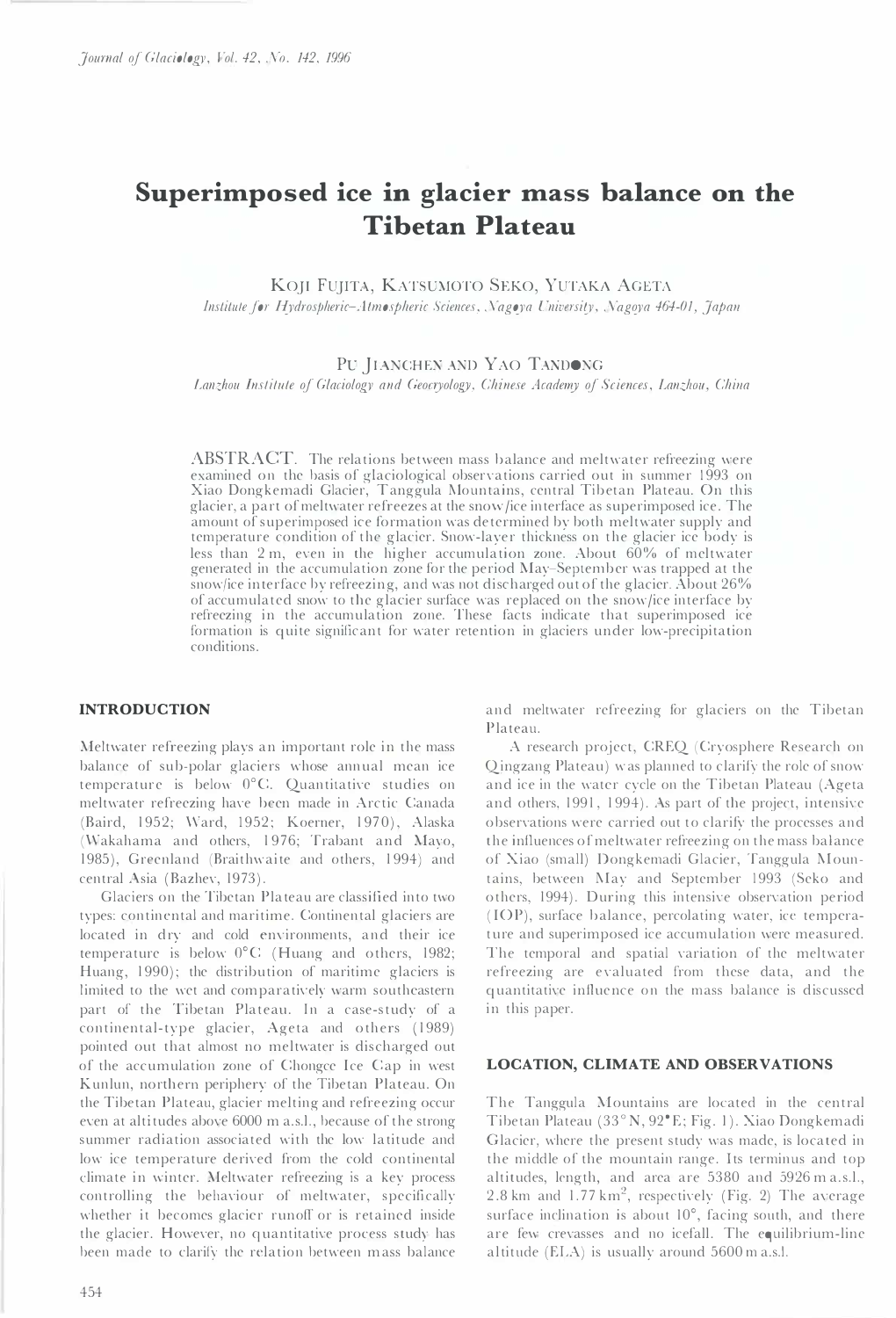# Superimposed ice in glacier mass balance on the Tibetan Plateau

KOJI FUJITA, KATSUMOTO SEKO, YUTAKA AGETA

*Institute for Hydrospheric-Atmospheric Sciences, Nagoya University, Nagoya 464-01, Japan*

PU JIANCHEN AND YAO TANDONG

*Lanzhou Institute of Glaciology and Geocryology, Chinese Academy of Sciences, Lanzhou, China*

ABSTRACT. The relations between mass balance and meltwater refreezing were examined on the basis of glaciological observations carried out in summer 1993 on Xiao Dongkemadi Glacier, Tanggula Mountains, central Tibetan Plateau. On this glacier, a part of meltwater refreezes at the snow/ice interface as superimposed ice. The amount of superimposed ice formation was determined by both meltwater supply and temperature condition of the glacier. Snow-layer thickness on the glacier ice body is less than 2 m, even in the higher accumulation zone. About 60% of meltwater generated in the accumulation zone for the period May–September was trapped at the snow/ice interface by refreezing, and was not discharged out of the glacier. About 26% of accumulated snow to the glacier surface was replaced on the snow/ice interface by refreezing in the accumulation zone. These facts indicate that superimposed ice formation is quite significant for water retention in glaciers under low-precipitation conditions.

## INTRODUCTION

Meltwater refreezing plays an important role in the mass balance of sub-polar glaciers whose annual mean ice temperature is below 0°C. Quantitative studies on meltwater refreezing have been made in Arctic Canada (Baird, 1952; Ward, 1952; Koerner, 1970), Alaska (Wakahama and others, 1976; Trabant and Mayo, 1985), Greenland (Braithwaite and others, 1994) and central Asia (Bazhev, 1973).

Glaciers on the Tibetan Plateau are classified into two types: continental and maritime. Continental glaciers are located in dry and cold environments, and their ice temperature is below 0°C (Huang and others, 1982; Huang, 1990); the distribution of maritime glaciers is limited to the wet and comparatively warm southeastern part of the Tibetan Plateau. In a case-study of a continental-type glacier, Ageta and others (1989) pointed out that almost no meltwater is discharged out of the accumulation zone of Chongce Ice Cap in west Kunlun, northern periphery of the Tibetan Plateau. On the Tibetan Plateau, glacier melting and refreezing occur even at altitudes above 6000 m a.s.l., because of the strong summer radiation associated with the low latitude and low ice temperature derived from the cold continental climate in winter. Meltwater refreezing is a key process controlling the behaviour of meltwater, specifically whether it becomes glacier runoff or is retained inside the glacier. However, no quantitative process study has been made to clarify the relation between mass balance and meltwater refreezing for glaciers on the Tibetan Plateau.

A research project, CREQ (Cryosphere Research on Qingzang Plateau) was planned to clarify the role of snow and ice in the water cycle on the Tibetan Plateau (Ageta and others, 1991, 1994). As part of the project, intensive observations were carried out to clarify the processes and the influences of meltwater refreezing on the mass balance of Xiao (small) Dongkemadi Glacier, Tanggula Mountains, between May and September 1993 (Seko and others, 1994). During this intensive observation period (IOP), surface balance, percolating water, ice temperature and superimposed ice accumulation were measured. The temporal and spatial variation of the meltwater refreezing are evaluated from these data, and the quantitative influence on the mass balance is discussed in this paper.

## LOCATION, CLIMATE AND OBSERVATIONS

The Tanggula Mountains are located in the central Tibetan Plateau (33° N, 92° E; Fig. 1). Xiao Dongkemadi Glacier, where the present study was made, is located in the middle of the mountain range. Its terminus and top altitudes, length, and area are 5380 and 5926 m a.s.l., 2.8 km and 1.77 km$^2$, respectively (Fig. 2) The average surface inclination is about 10°, facing south, and there are few crevasses and no icefall. The equilibrium-line altitude (ELA) is usually around 5600 m a.s.l.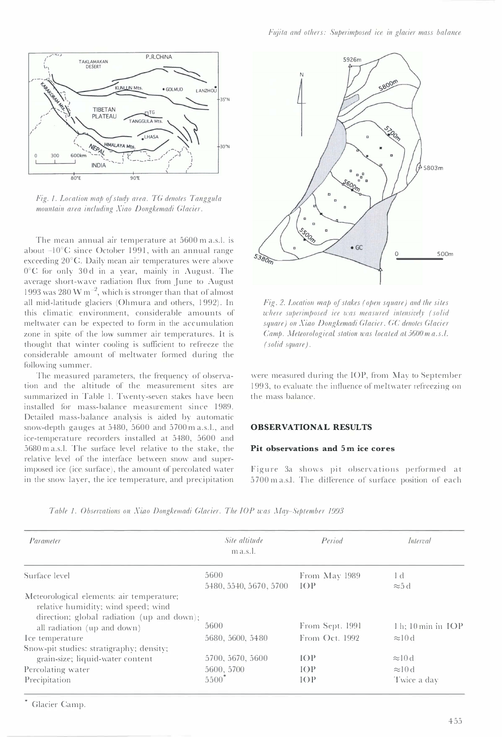Fig. 1. Location map of study area. TG denotes Tanggula mountain area including Xiao Dongkemadi Glacier.

The mean annual air temperature at 5600 m a.s.l. is about −10°C since October 1991, with an annual range exceeding 20°C. Daily mean air temperatures were above 0°C for only 30 d in a year, mainly in August. The average short-wave radiation flux from June to August 1993 was 280 W m$^{-2}$, which is stronger than that of almost all mid-latitude glaciers (Ohmura and others, 1992). In this climatic environment, considerable amounts of meltwater can be expected to form in the accumulation zone in spite of the low summer air temperatures. It is thought that winter cooling is sufficient to refreeze the considerable amount of meltwater formed during the following summer.

The measured parameters, the frequency of observation and the altitude of the measurement sites are summarized in Table 1. Twenty-seven stakes have been installed for mass-balance measurement since 1989. Detailed mass-balance analysis is aided by automatic snow-depth gauges at 5480, 5600 and 5700 m a.s.l., and ice-temperature recorders installed at 5480, 5600 and 5680 m a.s.l. The surface level relative to the stake, the relative level of the interface between snow and superimposed ice (ice surface), the amount of percolated water in the snow layer, the ice temperature, and precipitation were measured during the IOP, from May to September 1993, to evaluate the influence of meltwater refreezing on the mass balance.

Fig. 2. Location map of stakes (open square) and the sites where superimposed ice was measured intensively (solid square) on Xiao Dongkemadi Glacier. GC denotes Glacier Camp. Meteorological station was located at 5600 m a.s.l. (solid square).

## OBSERVATIONAL RESULTS

### Pit observations and 5 m ice cores

Figure 3a shows pit observations performed at 5700 m a.s.l. The difference of surface position of each

Table 1. Observations on Xiao Dongkemadi Glacier. The IOP was May–September 1993

| Parameter | Site altitude m a.s.l. | Period | Interval |
|---|---|---|---|
| Surface level | 5600 | From May 1989 | 1 d |
| | 5480, 5540, 5670, 5700 | IOP | ≈5 d |
| Meteorological elements: air temperature; relative humidity; wind speed; wind direction; global radiation (up and down); all radiation (up and down) | 5600 | From Sept. 1991 | 1 h; 10 min in IOP |
| Ice temperature | 5680, 5600, 5480 | From Oct. 1992 | ≈10 d |
| Snow-pit studies: stratigraphy; density; grain-size; liquid-water content | 5700, 5670, 5600 | IOP | ≈10 d |
| Percolating water | 5600, 5700 | IOP | ≈10 d |
| Precipitation | 5500* | IOP | Twice a day |

\* Glacier Camp.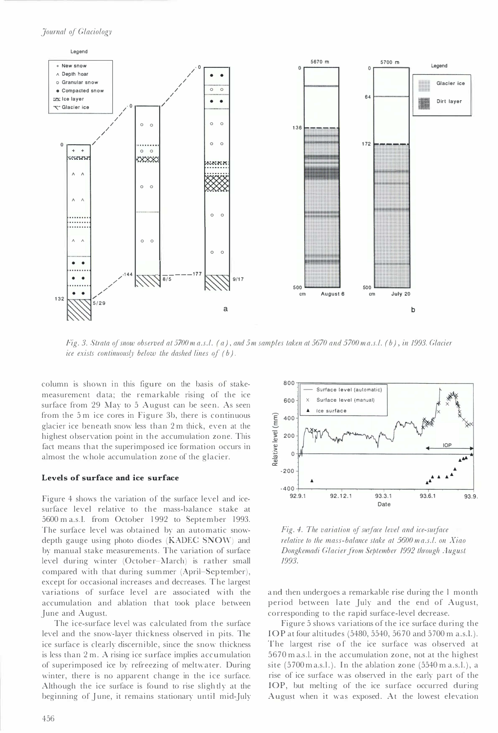Fig. 3. Strata of snow observed at 5700 m a.s.l. (a), and 5 m samples taken at 5670 and 5700 m a.s.l. (b), in 1993. Glacier ice exists continuously below the dashed lines of (b).

column is shown in this figure on the basis of stake-measurement data; the remarkable rising of the ice surface from 29 May to 5 August can be seen. As seen from the 5 m ice cores in Figure 3b, there is continuous glacier ice beneath snow less than 2 m thick, even at the highest observation point in the accumulation zone. This fact means that the superimposed ice formation occurs in almost the whole accumulation zone of the glacier.

### Levels of surface and ice surface

Figure 4 shows the variation of the surface level and ice-surface level relative to the mass-balance stake at 5600 m a.s.l. from October 1992 to September 1993. The surface level was obtained by an automatic snow-depth gauge using photo diodes (KADEC SNOW) and by manual stake measurements. The variation of surface level during winter (October–March) is rather small compared with that during summer (April–September), except for occasional increases and decreases. The largest variations of surface level are associated with the accumulation and ablation that took place between June and August.

The ice-surface level was calculated from the surface level and the snow-layer thickness observed in pits. The ice surface is clearly discernible, since the snow thickness is less than 2 m. A rising ice surface implies accumulation of superimposed ice by refreezing of meltwater. During winter, there is no apparent change in the ice surface. Although the ice surface is found to rise slightly at the beginning of June, it remains stationary until mid-July and then undergoes a remarkable rise during the 1 month period between late July and the end of August, corresponding to the rapid surface-level decrease.

Fig. 4. The variation of surface level and ice-surface relative to the mass-balance stake at 5600 m a.s.l. on Xiao Dongkemadi Glacier from September 1992 through August 1993.

Figure 5 shows variations of the ice surface during the IOP at four altitudes (5480, 5540, 5670 and 5700 m a.s.l.). The largest rise of the ice surface was observed at 5670 m a.s.l. in the accumulation zone, not at the highest site (5700 m a.s.l.). In the ablation zone (5540 m a.s.l.), a rise of ice surface was observed in the early part of the IOP, but melting of the ice surface occurred during August when it was exposed. At the lowest elevation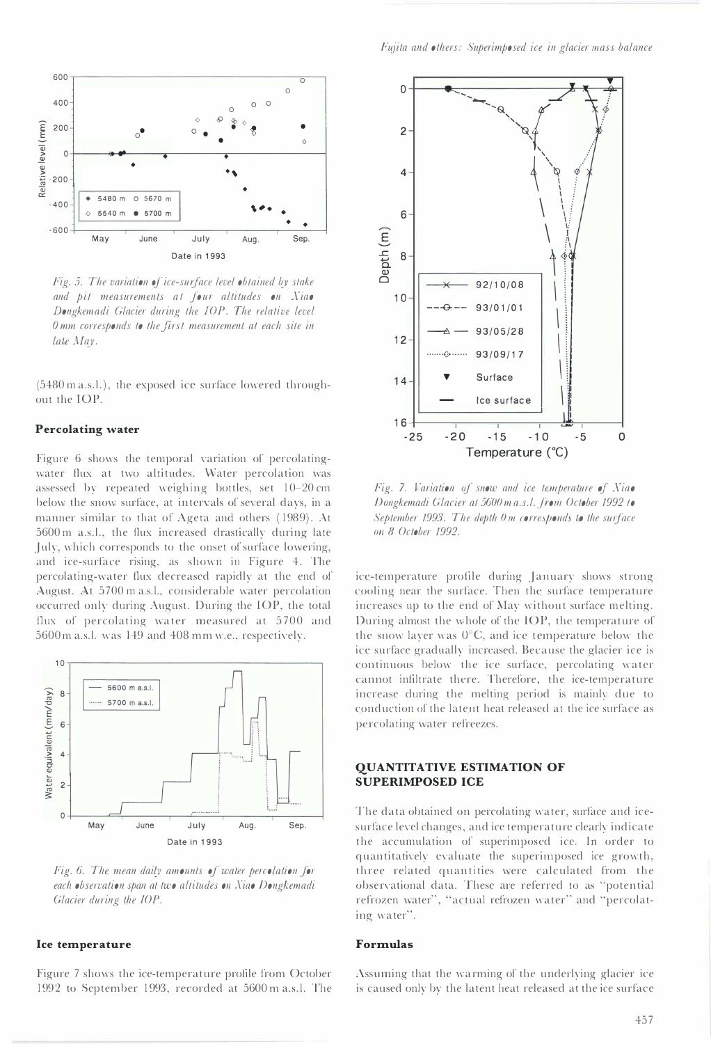*Fig. 5. The variation of ice-surface level obtained by stake and pit measurements at four altitudes on Xiao Dongkemadi Glacier during the IOP. The relative level 0 mm corresponds to the first measurement at each site in late May.*

(5480 m a.s.l.), the exposed ice surface lowered throughout the IOP.

### Percolating water

Figure 6 shows the temporal variation of percolating-water flux at two altitudes. Water percolation was assessed by repeated weighing bottles, set 10–20 cm below the snow surface, at intervals of several days, in a manner similar to that of Ageta and others (1989). At 5600 m a.s.l., the flux increased drastically during late July, which corresponds to the onset of surface lowering, and ice-surface rising, as shown in Figure 4. The percolating-water flux decreased rapidly at the end of August. At 5700 m a.s.l., considerable water percolation occurred only during August. During the IOP, the total flux of percolating water measured at 5700 and 5600 m a.s.l. was 149 and 408 mm w.e., respectively.

*Fig. 6. The mean daily amounts of water percolation for each observation span at two altitudes on Xiao Dongkemadi Glacier during the IOP.*

### Ice temperature

Figure 7 shows the ice-temperature profile from October 1992 to September 1993, recorded at 5600 m a.s.l. The ice-temperature profile during January shows strong cooling near the surface. Then the surface temperature increases up to the end of May without surface melting. During almost the whole of the IOP, the temperature of the snow layer was 0°C, and ice temperature below the ice surface gradually increased. Because the glacier ice is continuous below the ice surface, percolating water cannot infiltrate there. Therefore, the ice-temperature increase during the melting period is mainly due to conduction of the latent heat released at the ice surface as percolating water refreezes.

*Fig. 7. Variation of snow and ice temperature of Xiao Dongkemadi Glacier at 5600 m a.s.l. from October 1992 to September 1993. The depth 0 m corresponds to the surface on 8 October 1992.*

## QUANTITATIVE ESTIMATION OF SUPERIMPOSED ICE

The data obtained on percolating water, surface and ice-surface level changes, and ice temperature clearly indicate the accumulation of superimposed ice. In order to quantitatively evaluate the superimposed ice growth, three related quantities were calculated from the observational data. These are referred to as "potential refrozen water", "actual refrozen water" and "percolating water".

### Formulas

Assuming that the warming of the underlying glacier ice is caused only by the latent heat released at the ice surface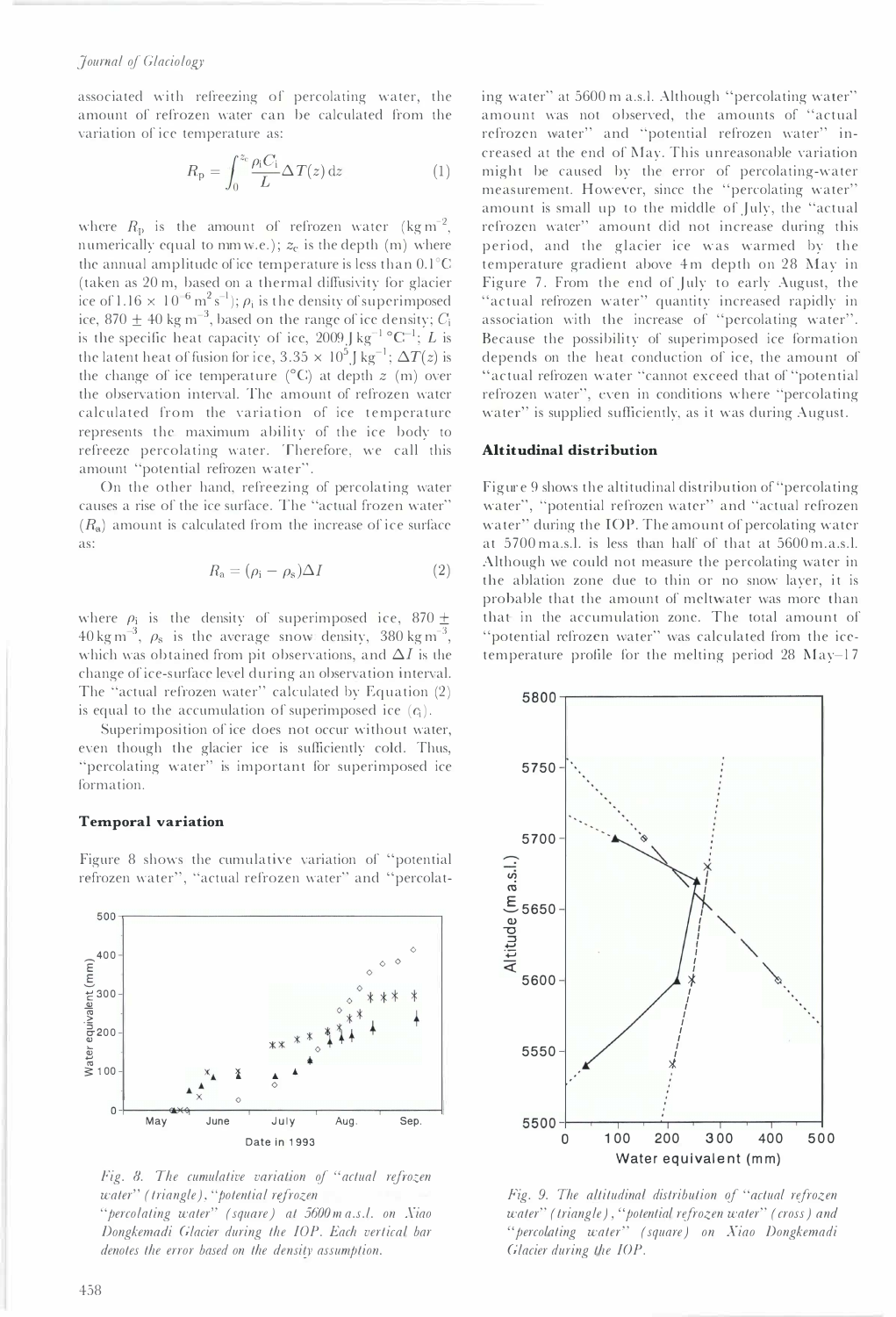associated with refreezing of percolating water, the amount of refrozen water can be calculated from the variation of ice temperature as:

$$R_p = \int_0^{z_c} \frac{\rho_i C_i}{L} \Delta T(z)\,dz \quad (1)$$

where $R_p$ is the amount of refrozen water (kg m$^{-2}$, numerically equal to mm w.e.); $z_c$ is the depth (m) where the annual amplitude of ice temperature is less than 0.1°C (taken as 20 m, based on a thermal diffusivity for glacier ice of $1.16 \times 10^{-6}$ m$^2$ s$^{-1}$); $\rho_i$ is the density of superimposed ice, $870 \pm 40$ kg m$^{-3}$, based on the range of ice density; $C_i$ is the specific heat capacity of ice, 2009 J kg$^{-1}$ °C$^{-1}$; $L$ is the latent heat of fusion for ice, $3.35 \times 10^5$ J kg$^{-1}$; $\Delta T(z)$ is the change of ice temperature (°C) at depth $z$ (m) over the observation interval. The amount of refrozen water calculated from the variation of ice temperature represents the maximum ability of the ice body to refreeze percolating water. Therefore, we call this amount "potential refrozen water".

On the other hand, refreezing of percolating water causes a rise of the ice surface. The "actual frozen water" ($R_a$) amount is calculated from the increase of ice surface as:

$$R_a = (\rho_i - \rho_s)\Delta I \quad (2)$$

where $\rho_i$ is the density of superimposed ice, $870 \pm 40$ kg m$^{-3}$, $\rho_s$ is the average snow density, 380 kg m$^{-3}$, which was obtained from pit observations, and $\Delta I$ is the change of ice-surface level during an observation interval. The "actual refrozen water" calculated by Equation (2) is equal to the accumulation of superimposed ice ($c_i$).

Superimposition of ice does not occur without water, even though the glacier ice is sufficiently cold. Thus, "percolating water" is important for superimposed ice formation.

### Temporal variation

Figure 8 shows the cumulative variation of "potential refrozen water", "actual refrozen water" and "percolating water" at 5600 m a.s.l. Although "percolating water" amount was not observed, the amounts of "actual refrozen water" and "potential refrozen water" increased at the end of May. This unreasonable variation might be caused by the error of percolating-water measurement. However, since the "percolating water" amount is small up to the middle of July, the "actual refrozen water" amount did not increase during this period, and the glacier ice was warmed by the temperature gradient above 4 m depth on 28 May in Figure 7. From the end of July to early August, the "actual refrozen water" quantity increased rapidly in association with the increase of "percolating water". Because the possibility of superimposed ice formation depends on the heat conduction of ice, the amount of "actual refrozen water "cannot exceed that of "potential refrozen water", even in conditions where "percolating water" is supplied sufficiently, as it was during August.

*Fig. 8. The cumulative variation of "actual refrozen water" (triangle), "potential refrozen "percolating water" (square) at 5600 m a.s.l. on Xiao Dongkemadi Glacier during the IOP. Each vertical bar denotes the error based on the density assumption.*

### Altitudinal distribution

Figure 9 shows the altitudinal distribution of "percolating water", "potential refrozen water" and "actual refrozen water" during the IOP. The amount of percolating water at 5700 m a.s.l. is less than half of that at 5600 m a.s.l. Although we could not measure the percolating water in the ablation zone due to thin or no snow layer, it is probable that the amount of meltwater was more than that in the accumulation zone. The total amount of "potential refrozen water" was calculated from the ice-temperature profile for the melting period 28 May–17

*Fig. 9. The altitudinal distribution of "actual refrozen water" (triangle), "potential refrozen water" (cross) and "percolating water" (square) on Xiao Dongkemadi Glacier during the IOP.*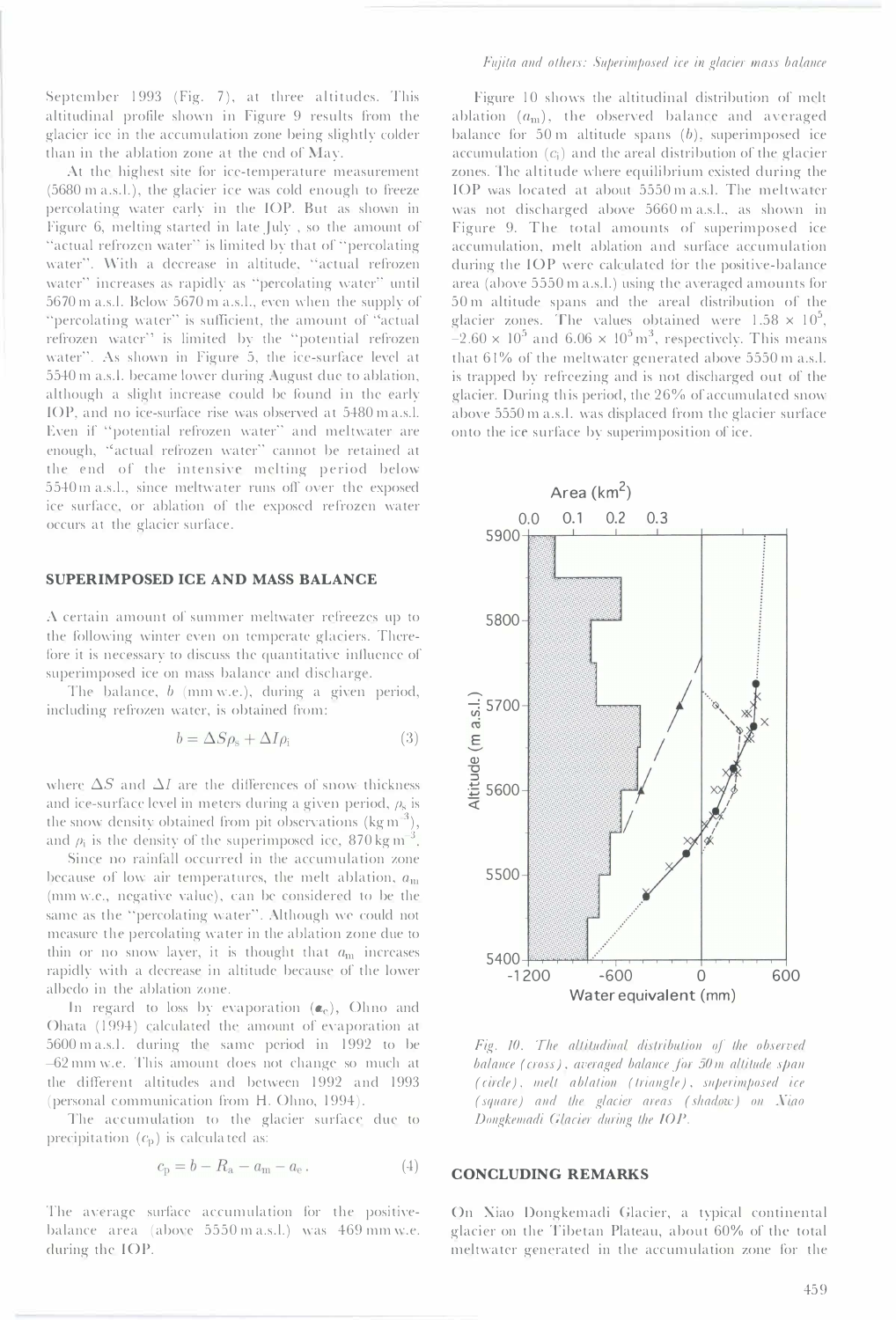September 1993 (Fig. 7), at three altitudes. This altitudinal profile shown in Figure 9 results from the glacier ice in the accumulation zone being slightly colder than in the ablation zone at the end of May.

At the highest site for ice-temperature measurement (5680 m a.s.l.), the glacier ice was cold enough to freeze percolating water early in the IOP. But as shown in Figure 6, melting started in late July , so the amount of "actual refrozen water" is limited by that of "percolating water". With a decrease in altitude, "actual refrozen water" increases as rapidly as "percolating water" until 5670 m a.s.l. Below 5670 m a.s.l., even when the supply of "percolating water" is sufficient, the amount of "actual refrozen water" is limited by the "potential refrozen water". As shown in Figure 5, the ice-surface level at 5540 m a.s.l. became lower during August due to ablation, although a slight increase could be found in the early IOP, and no ice-surface rise was observed at 5480 m a.s.l. Even if "potential refrozen water" and meltwater are enough, "actual refrozen water" cannot be retained at the end of the intensive melting period below 5540 m a.s.l., since meltwater runs off over the exposed ice surface, or ablation of the exposed refrozen water occurs at the glacier surface.

## SUPERIMPOSED ICE AND MASS BALANCE

A certain amount of summer meltwater refreezes up to the following winter even on temperate glaciers. Therefore it is necessary to discuss the quantitative influence of superimposed ice on mass balance and discharge.

The balance, $b$ (mm w.e.), during a given period, including refrozen water, is obtained from:

$$b = \Delta S \rho_s + \Delta I \rho_i \tag{3}$$

where $\Delta S$ and $\Delta I$ are the differences of snow thickness and ice-surface level in meters during a given period, $\rho_s$ is the snow density obtained from pit observations (kg m$^{-3}$), and $\rho_i$ is the density of the superimposed ice, 870 kg m$^{-3}$.

Since no rainfall occurred in the accumulation zone because of low air temperatures, the melt ablation, $a_m$ (mm w.e., negative value), can be considered to be the same as the "percolating water". Although we could not measure the percolating water in the ablation zone due to thin or no snow layer, it is thought that $a_m$ increases rapidly with a decrease in altitude because of the lower albedo in the ablation zone.

In regard to loss by evaporation ($a_e$), Ohno and Ohata (1994) calculated the amount of evaporation at 5600 m a.s.l. during the same period in 1992 to be −62 mm w.e. This amount does not change so much at the different altitudes and between 1992 and 1993 (personal communication from H. Ohno, 1994).

The accumulation to the glacier surface due to precipitation ($c_p$) is calculated as:

$$c_p = b - R_a - a_m - a_e \,. \tag{4}$$

The average surface accumulation for the positive-balance area (above 5550 m a.s.l.) was 469 mm w.e. during the IOP.

Figure 10 shows the altitudinal distribution of melt ablation ($a_m$), the observed balance and averaged balance for 50 m altitude spans ($b$), superimposed ice accumulation ($c_i$) and the areal distribution of the glacier zones. The altitude where equilibrium existed during the IOP was located at about 5550 m a.s.l. The meltwater was not discharged above 5660 m a.s.l., as shown in Figure 9. The total amounts of superimposed ice accumulation, melt ablation and surface accumulation during the IOP were calculated for the positive-balance area (above 5550 m a.s.l.) using the averaged amounts for 50 m altitude spans and the areal distribution of the glacier zones. The values obtained were $1.58 \times 10^5$, $-2.60 \times 10^5$ and $6.06 \times 10^5$ m$^3$, respectively. This means that 61% of the meltwater generated above 5550 m a.s.l. is trapped by refreezing and is not discharged out of the glacier. During this period, the 26% of accumulated snow above 5550 m a.s.l. was displaced from the glacier surface onto the ice surface by superimposition of ice.

*Fig. 10. The altitudinal distribution of the observed balance (cross), averaged balance for 50 m altitude span (circle), melt ablation (triangle), superimposed ice (square) and the glacier areas (shadow) on Xiao Dongkemadi Glacier during the IOP.*

## CONCLUDING REMARKS

On Xiao Dongkemadi Glacier, a typical continental glacier on the Tibetan Plateau, about 60% of the total meltwater generated in the accumulation zone for the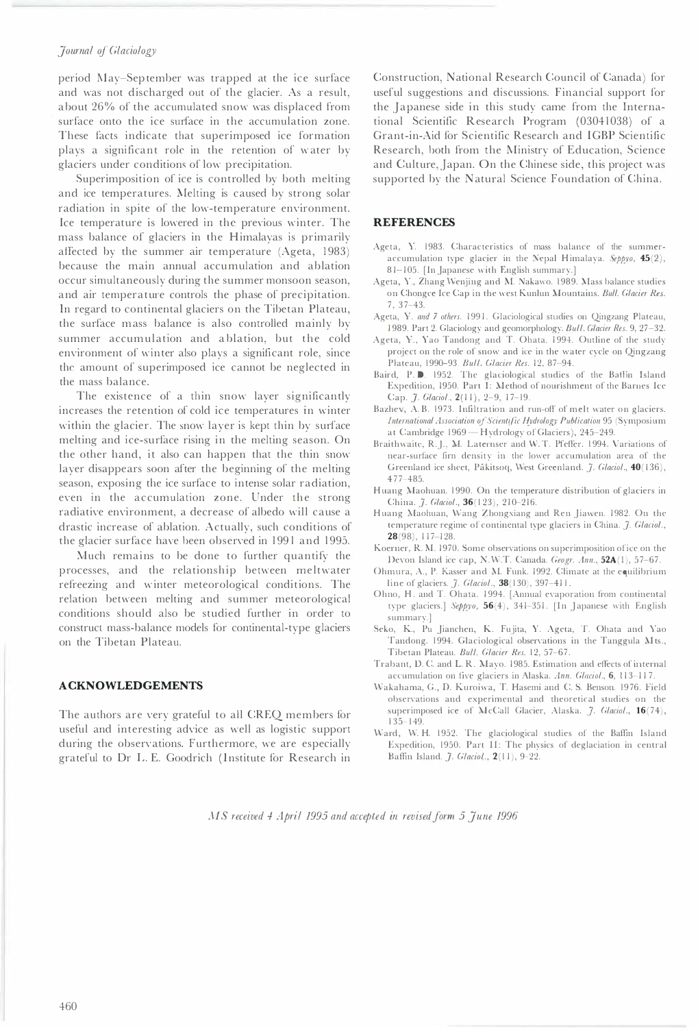period May–September was trapped at the ice surface and was not discharged out of the glacier. As a result, about 26% of the accumulated snow was displaced from surface onto the ice surface in the accumulation zone. These facts indicate that superimposed ice formation plays a significant role in the retention of water by glaciers under conditions of low precipitation.

Superimposition of ice is controlled by both melting and ice temperatures. Melting is caused by strong solar radiation in spite of the low-temperature environment. Ice temperature is lowered in the previous winter. The mass balance of glaciers in the Himalayas is primarily affected by the summer air temperature (Ageta, 1983) because the main annual accumulation and ablation occur simultaneously during the summer monsoon season, and air temperature controls the phase of precipitation. In regard to continental glaciers on the Tibetan Plateau, the surface mass balance is also controlled mainly by summer accumulation and ablation, but the cold environment of winter also plays a significant role, since the amount of superimposed ice cannot be neglected in the mass balance.

The existence of a thin snow layer significantly increases the retention of cold ice temperatures in winter within the glacier. The snow layer is kept thin by surface melting and ice-surface rising in the melting season. On the other hand, it also can happen that the thin snow layer disappears soon after the beginning of the melting season, exposing the ice surface to intense solar radiation, even in the accumulation zone. Under the strong radiative environment, a decrease of albedo will cause a drastic increase of ablation. Actually, such conditions of the glacier surface have been observed in 1991 and 1993.

Much remains to be done to further quantify the processes, and the relationship between meltwater refreezing and winter meteorological conditions. The relation between melting and summer meteorological conditions should also be studied further in order to construct mass-balance models for continental-type glaciers on the Tibetan Plateau.

## ACKNOWLEDGEMENTS

The authors are very grateful to all CREQ members for useful and interesting advice as well as logistic support during the observations. Furthermore, we are especially grateful to Dr L. E. Goodrich (Institute for Research in Construction, National Research Council of Canada) for useful suggestions and discussions. Financial support for the Japanese side in this study came from the International Scientific Research Program (03041038) of a Grant-in-Aid for Scientific Research and IGBP Scientific Research, both from the Ministry of Education, Science and Culture, Japan. On the Chinese side, this project was supported by the Natural Science Foundation of China.

## REFERENCES

Ageta, Y. 1983. Characteristics of mass balance of the summer-accumulation type glacier in the Nepal Himalaya. *Seppyo*, **45**(2), 81–105. [In Japanese with English summary.]

Ageta, Y., Zhang Wenjing and M. Nakawo. 1989. Mass balance studies on Chongce Ice Cap in the west Kunlun Mountains. *Bull. Glacier Res.* 7, 37–43.

Ageta, Y. *and 7 others*. 1991. Glaciological studies on Qingzang Plateau, 1989. Part 2. Glaciology and geomorphology. *Bull. Glacier Res.* 9, 27–32.

Ageta, Y., Yao Tandong and T. Ohata. 1994. Outline of the study project on the role of snow and ice in the water cycle on Qingzang Plateau, 1990–93. *Bull. Glacier Res.* 12, 87–94.

Baird, P. D. 1952. The glaciological studies of the Baffin Island Expedition, 1950. Part I: Method of nourishment of the Barnes Ice Cap. *J. Glaciol.*, **2**(11), 2–9, 17–19.

Bazhev, A. B. 1973. Infiltration and run-off of melt water on glaciers. *International Association of Scientific Hydrology Publication* 95 (Symposium at Cambridge 1969 — Hydrology of Glaciers), 245–249.

Braithwaite, R. J., M. Laternser and W. T. Pfeffer. 1994. Variations of near-surface firn density in the lower accumulation area of the Greenland ice sheet, Pâkitsoq, West Greenland. *J. Glaciol.*, **40**(136), 477–485.

Huang Maohuan. 1990. On the temperature distribution of glaciers in China. *J. Glaciol.*, **36**(123), 210–216.

Huang Maohuan, Wang Zhongxiang and Ren Jiawen. 1982. On the temperature regime of continental type glaciers in China. *J. Glaciol.*, **28**(98), 117–128.

Koerner, R. M. 1970. Some observations on superimposition of ice on the Devon Island ice cap, N.W.T. Canada. *Geogr. Ann.*, **52A**(1), 57–67.

Ohmura, A., P. Kasser and M. Funk. 1992. Climate at the equilibrium line of glaciers. *J. Glaciol.*, **38**(130), 397–411.

Ohno, H. and T. Ohata. 1994. [Annual evaporation from continental type glaciers.] *Seppyo*, **56**(4), 341–351. [In Japanese with English summary.]

Seko, K., Pu Jianchen, K. Fujita, Y. Ageta, T. Ohata and Yao Tandong. 1994. Glaciological observations in the Tanggula Mts., Tibetan Plateau. *Bull. Glacier Res.* 12, 57–67.

Trabant, D. C. and L. R. Mayo. 1985. Estimation and effects of internal accumulation on five glaciers in Alaska. *Ann. Glaciol.*, **6**, 113–117.

Wakahama, G., D. Kuroiwa, T. Hasemi and C. S. Benson. 1976. Field observations and experimental and theoretical studies on the superimposed ice of McCall Glacier, Alaska. *J. Glaciol.*, **16**(74), 135–149.

Ward, W. H. 1952. The glaciological studies of the Baffin Island Expedition, 1950. Part II: The physics of deglaciation in central Baffin Island. *J. Glaciol.*, **2**(11), 9–22.

*MS received 4 April 1995 and accepted in revised form 5 June 1996*